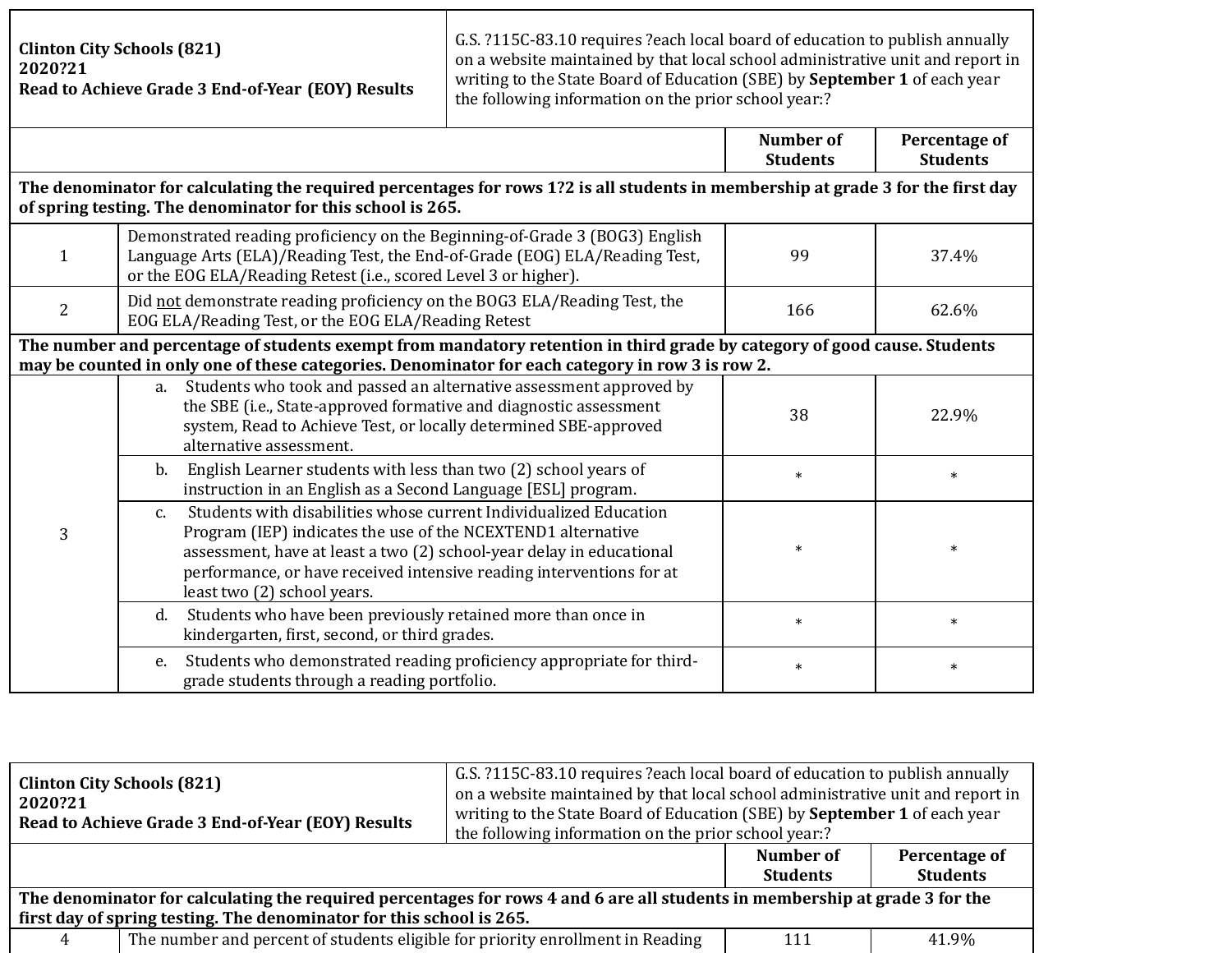| **Clinton City Schools (821)**<br>**2020?21**<br>**Read to Achieve Grade 3 End-of-Year (EOY) Results** | G.S. ?115C-83.10 requires ?each local board of education to publish annually on a website maintained by that local school administrative unit and report in writing to the State Board of Education (SBE) by **September 1** of each year the following information on the prior school year:? | | |
|---|---|---|---|
| | | **Number of Students** | **Percentage of Students** |
| **The denominator for calculating the required percentages for rows 1?2 is all students in membership at grade 3 for the first day of spring testing. The denominator for this school is 265.** | | | |
| 1 | Demonstrated reading proficiency on the Beginning-of-Grade 3 (BOG3) English Language Arts (ELA)/Reading Test, the End-of-Grade (EOG) ELA/Reading Test, or the EOG ELA/Reading Retest (i.e., scored Level 3 or higher). | 99 | 37.4% |
| 2 | Did not demonstrate reading proficiency on the BOG3 ELA/Reading Test, the EOG ELA/Reading Test, or the EOG ELA/Reading Retest | 166 | 62.6% |
| **The number and percentage of students exempt from mandatory retention in third grade by category of good cause. Students may be counted in only one of these categories. Denominator for each category in row 3 is row 2.** | | | |
| 3 | a. Students who took and passed an alternative assessment approved by the SBE (i.e., State-approved formative and diagnostic assessment system, Read to Achieve Test, or locally determined SBE-approved alternative assessment. | 38 | 22.9% |
| | b. English Learner students with less than two (2) school years of instruction in an English as a Second Language [ESL] program. | * | * |
| | c. Students with disabilities whose current Individualized Education Program (IEP) indicates the use of the NCEXTEND1 alternative assessment, have at least a two (2) school-year delay in educational performance, or have received intensive reading interventions for at least two (2) school years. | * | * |
| | d. Students who have been previously retained more than once in kindergarten, first, second, or third grades. | * | * |
| | e. Students who demonstrated reading proficiency appropriate for third-grade students through a reading portfolio. | * | * |

| **Clinton City Schools (821)**<br>**2020?21**<br>**Read to Achieve Grade 3 End-of-Year (EOY) Results** | G.S. ?115C-83.10 requires ?each local board of education to publish annually on a website maintained by that local school administrative unit and report in writing to the State Board of Education (SBE) by **September 1** of each year the following information on the prior school year:? | | |
|---|---|---|---|
| | | **Number of Students** | **Percentage of Students** |
| **The denominator for calculating the required percentages for rows 4 and 6 are all students in membership at grade 3 for the first day of spring testing. The denominator for this school is 265.** | | | |
| 4 | The number and percent of students eligible for priority enrollment in Reading | 111 | 41.9% |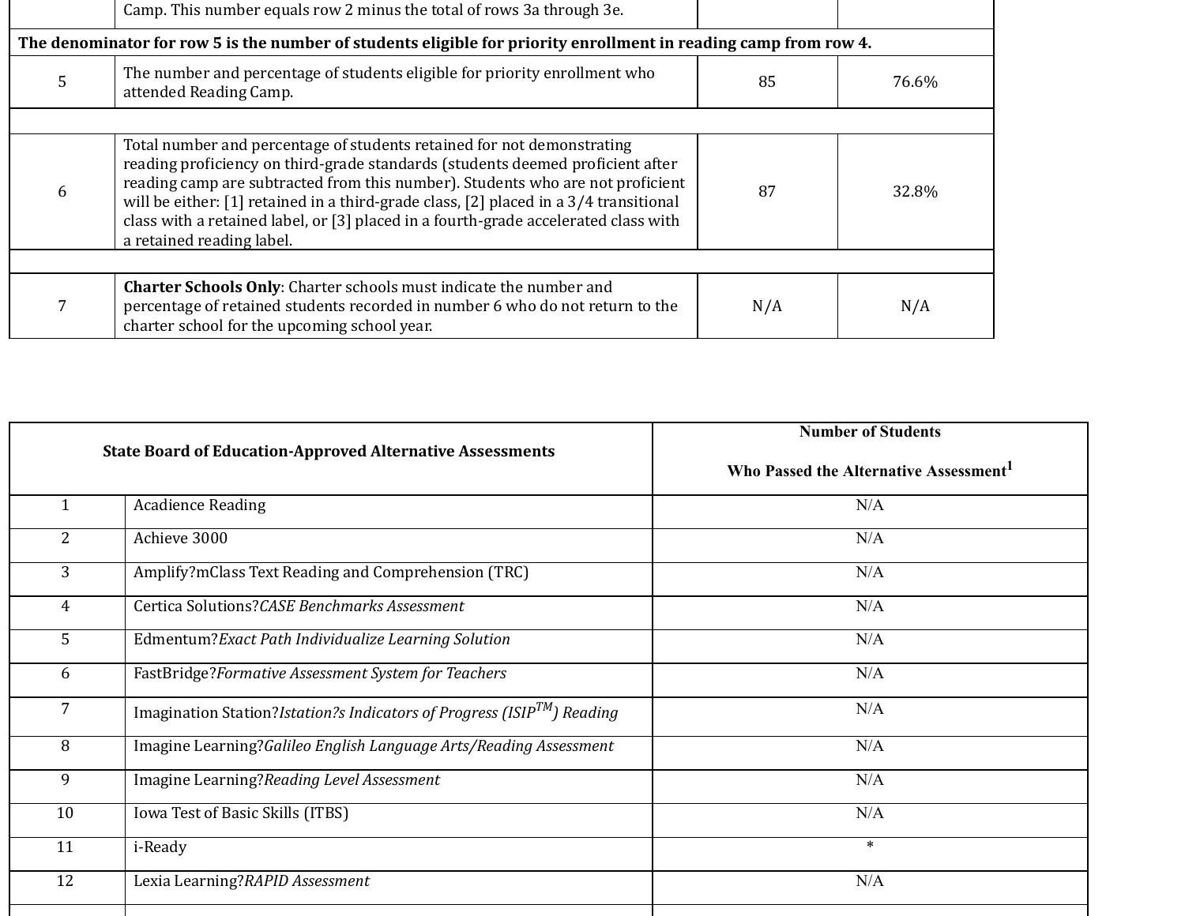| | | | |
|---|---|---|---|
| | Camp. This number equals row 2 minus the total of rows 3a through 3e. | | |
| **The denominator for row 5 is the number of students eligible for priority enrollment in reading camp from row 4.** | | | |
| 5 | The number and percentage of students eligible for priority enrollment who attended Reading Camp. | 85 | 76.6% |
| | | | |
| 6 | Total number and percentage of students retained for not demonstrating reading proficiency on third-grade standards (students deemed proficient after reading camp are subtracted from this number). Students who are not proficient will be either: [1] retained in a third-grade class, [2] placed in a 3/4 transitional class with a retained label, or [3] placed in a fourth-grade accelerated class with a retained reading label. | 87 | 32.8% |
| | | | |
| 7 | **Charter Schools Only**: Charter schools must indicate the number and percentage of retained students recorded in number 6 who do not return to the charter school for the upcoming school year. | N/A | N/A |

| State Board of Education-Approved Alternative Assessments | | Number of Students Who Passed the Alternative Assessment[1] |
|---|---|---|
| 1 | Acadience Reading | N/A |
| 2 | Achieve 3000 | N/A |
| 3 | Amplify?mClass Text Reading and Comprehension (TRC) | N/A |
| 4 | Certica Solutions?*CASE Benchmarks Assessment* | N/A |
| 5 | Edmentum?*Exact Path Individualize Learning Solution* | N/A |
| 6 | FastBridge?*Formative Assessment System for Teachers* | N/A |
| 7 | Imagination Station?*Istation?s Indicators of Progress (ISIP*$^{TM}$*) Reading* | N/A |
| 8 | Imagine Learning?*Galileo English Language Arts/Reading Assessment* | N/A |
| 9 | Imagine Learning?*Reading Level Assessment* | N/A |
| 10 | Iowa Test of Basic Skills (ITBS) | N/A |
| 11 | i-Ready | * |
| 12 | Lexia Learning?*RAPID Assessment* | N/A |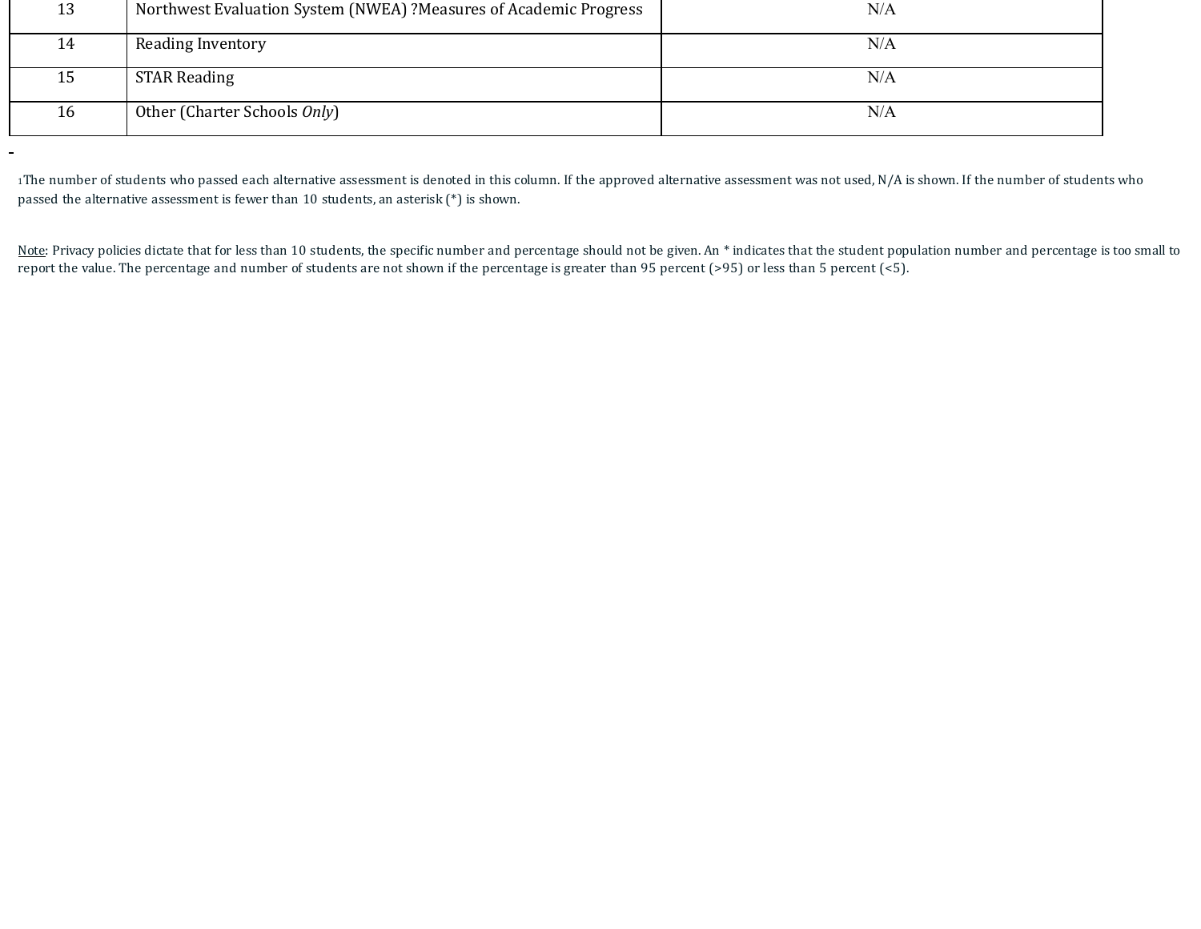| | | |
|---|---|---|
| 13 | Northwest Evaluation System (NWEA) ?Measures of Academic Progress | N/A |
| 14 | Reading Inventory | N/A |
| 15 | STAR Reading | N/A |
| 16 | Other (Charter Schools *Only*) | N/A |

[1]The number of students who passed each alternative assessment is denoted in this column. If the approved alternative assessment was not used, N/A is shown. If the number of students who passed the alternative assessment is fewer than 10 students, an asterisk (*) is shown.

Note: Privacy policies dictate that for less than 10 students, the specific number and percentage should not be given. An * indicates that the student population number and percentage is too small to report the value. The percentage and number of students are not shown if the percentage is greater than 95 percent (>95) or less than 5 percent (<5).